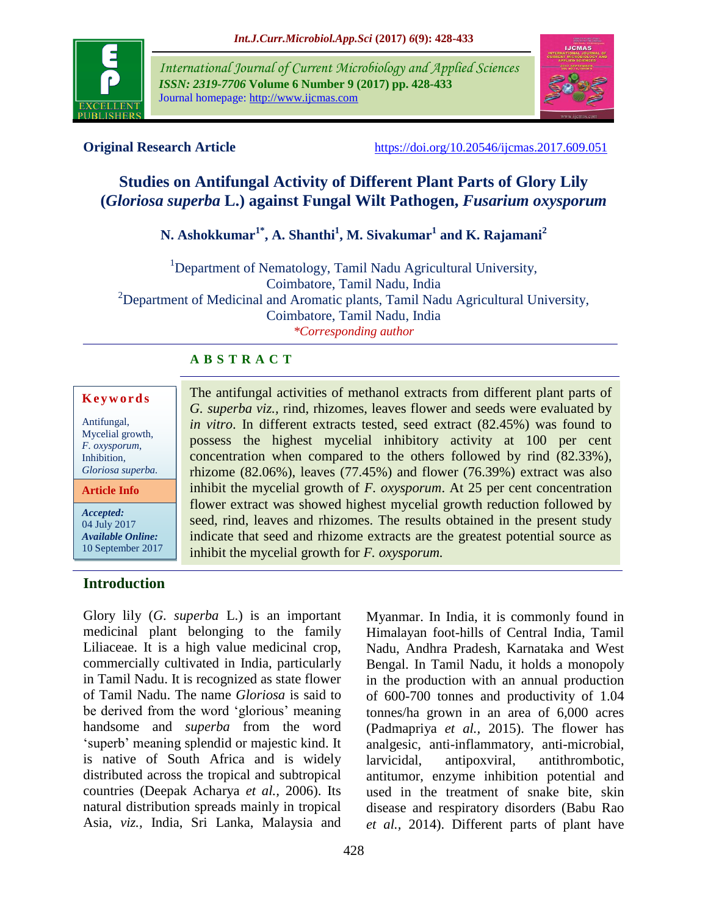Original Research Article

https://doi.org/10.20546/ijcmas.2017.609.051

# Studies on Antifungal Activity of Different Plant Parts of Glory Lily (*Gloriosa superba* L.) against Fungal Wilt Pathogen, *Fusarium oxysporum*

**N. Ashokkumar[1*], A. Shanthi[1], M. Sivakumar[1] and K. Rajamani[2]**

[1]Department of Nematology, Tamil Nadu Agricultural University, Coimbatore, Tamil Nadu, India
[2]Department of Medicinal and Aromatic plants, Tamil Nadu Agricultural University, Coimbatore, Tamil Nadu, India
*Corresponding author

## ABSTRACT

**Keywords**

Antifungal, Mycelial growth, *F. oxysporum*, Inhibition, *Gloriosa superba*.

**Article Info**

*Accepted:* 04 July 2017
*Available Online:* 10 September 2017

The antifungal activities of methanol extracts from different plant parts of *G. superba viz.,* rind, rhizomes, leaves flower and seeds were evaluated by *in vitro*. In different extracts tested, seed extract (82.45%) was found to possess the highest mycelial inhibitory activity at 100 per cent concentration when compared to the others followed by rind (82.33%), rhizome (82.06%), leaves (77.45%) and flower (76.39%) extract was also inhibit the mycelial growth of *F. oxysporum*. At 25 per cent concentration flower extract was showed highest mycelial growth reduction followed by seed, rind, leaves and rhizomes. The results obtained in the present study indicate that seed and rhizome extracts are the greatest potential source as inhibit the mycelial growth for *F. oxysporum.*

## Introduction

Glory lily (*G. superba* L.) is an important medicinal plant belonging to the family Liliaceae. It is a high value medicinal crop, commercially cultivated in India, particularly in Tamil Nadu. It is recognized as state flower of Tamil Nadu. The name *Gloriosa* is said to be derived from the word 'glorious' meaning handsome and *superba* from the word 'superb' meaning splendid or majestic kind. It is native of South Africa and is widely distributed across the tropical and subtropical countries (Deepak Acharya *et al.,* 2006). Its natural distribution spreads mainly in tropical Asia, *viz.,* India, Sri Lanka, Malaysia and Myanmar. In India, it is commonly found in Himalayan foot-hills of Central India, Tamil Nadu, Andhra Pradesh, Karnataka and West Bengal. In Tamil Nadu, it holds a monopoly in the production with an annual production of 600-700 tonnes and productivity of 1.04 tonnes/ha grown in an area of 6,000 acres (Padmapriya *et al.,* 2015). The flower has analgesic, anti-inflammatory, anti-microbial, larvicidal, antipoxviral, antithrombotic, antitumor, enzyme inhibition potential and used in the treatment of snake bite, skin disease and respiratory disorders (Babu Rao *et al.,* 2014). Different parts of plant have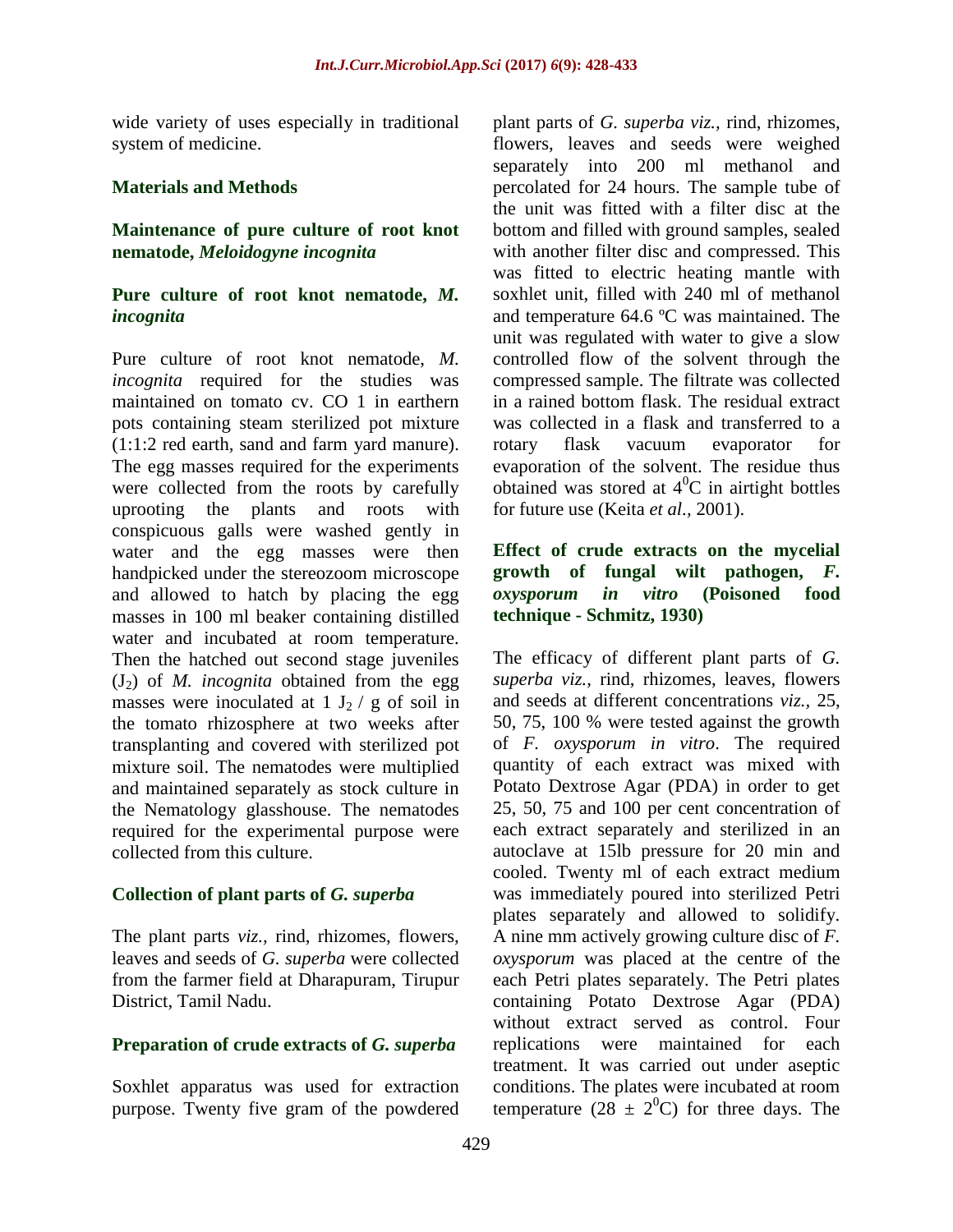wide variety of uses especially in traditional system of medicine.

## Materials and Methods

### Maintenance of pure culture of root knot nematode, *Meloidogyne incognita*

### Pure culture of root knot nematode, *M. incognita*

Pure culture of root knot nematode, *M. incognita* required for the studies was maintained on tomato cv. CO 1 in earthern pots containing steam sterilized pot mixture (1:1:2 red earth, sand and farm yard manure). The egg masses required for the experiments were collected from the roots by carefully uprooting the plants and roots with conspicuous galls were washed gently in water and the egg masses were then handpicked under the stereozoom microscope and allowed to hatch by placing the egg masses in 100 ml beaker containing distilled water and incubated at room temperature. Then the hatched out second stage juveniles ($J_2$) of *M. incognita* obtained from the egg masses were inoculated at 1 $J_2$ / g of soil in the tomato rhizosphere at two weeks after transplanting and covered with sterilized pot mixture soil. The nematodes were multiplied and maintained separately as stock culture in the Nematology glasshouse. The nematodes required for the experimental purpose were collected from this culture.

### Collection of plant parts of *G. superba*

The plant parts *viz.,* rind, rhizomes, flowers, leaves and seeds of *G. superba* were collected from the farmer field at Dharapuram, Tirupur District, Tamil Nadu.

### Preparation of crude extracts of *G. superba*

Soxhlet apparatus was used for extraction purpose. Twenty five gram of the powdered plant parts of *G. superba viz.,* rind, rhizomes, flowers, leaves and seeds were weighed separately into 200 ml methanol and percolated for 24 hours. The sample tube of the unit was fitted with a filter disc at the bottom and filled with ground samples, sealed with another filter disc and compressed. This was fitted to electric heating mantle with soxhlet unit, filled with 240 ml of methanol and temperature 64.6 ºC was maintained. The unit was regulated with water to give a slow controlled flow of the solvent through the compressed sample. The filtrate was collected in a rained bottom flask. The residual extract was collected in a flask and transferred to a rotary flask vacuum evaporator for evaporation of the solvent. The residue thus obtained was stored at $4^0$C in airtight bottles for future use (Keita *et al.,* 2001).

### Effect of crude extracts on the mycelial growth of fungal wilt pathogen, *F. oxysporum in vitro* (Poisoned food technique - Schmitz, 1930)

The efficacy of different plant parts of *G. superba viz.,* rind, rhizomes, leaves, flowers and seeds at different concentrations *viz.,* 25, 50, 75, 100 % were tested against the growth of *F. oxysporum in vitro*. The required quantity of each extract was mixed with Potato Dextrose Agar (PDA) in order to get 25, 50, 75 and 100 per cent concentration of each extract separately and sterilized in an autoclave at 15lb pressure for 20 min and cooled. Twenty ml of each extract medium was immediately poured into sterilized Petri plates separately and allowed to solidify. A nine mm actively growing culture disc of *F. oxysporum* was placed at the centre of the each Petri plates separately. The Petri plates containing Potato Dextrose Agar (PDA) without extract served as control. Four replications were maintained for each treatment. It was carried out under aseptic conditions. The plates were incubated at room temperature ($28 \pm 2^0$C) for three days. The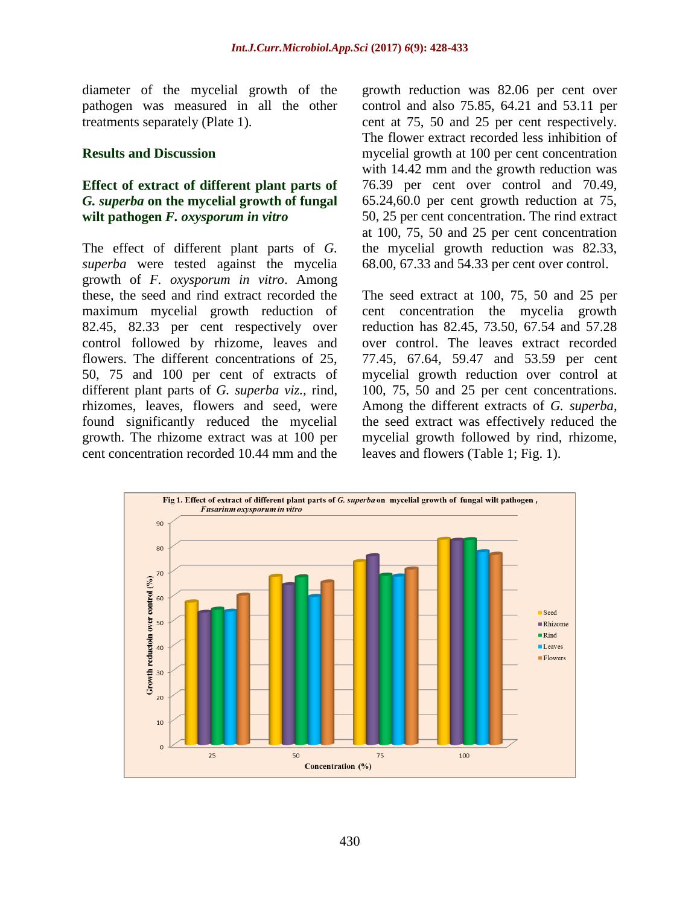diameter of the mycelial growth of the pathogen was measured in all the other treatments separately (Plate 1).

## Results and Discussion

### Effect of extract of different plant parts of *G. superba* on the mycelial growth of fungal wilt pathogen *F. oxysporum in vitro*

The effect of different plant parts of *G. superba* were tested against the mycelia growth of *F. oxysporum in vitro*. Among these, the seed and rind extract recorded the maximum mycelial growth reduction of 82.45, 82.33 per cent respectively over control followed by rhizome, leaves and flowers. The different concentrations of 25, 50, 75 and 100 per cent of extracts of different plant parts of *G. superba viz.,* rind, rhizomes, leaves, flowers and seed, were found significantly reduced the mycelial growth. The rhizome extract was at 100 per cent concentration recorded 10.44 mm and the growth reduction was 82.06 per cent over control and also 75.85, 64.21 and 53.11 per cent at 75, 50 and 25 per cent respectively. The flower extract recorded less inhibition of mycelial growth at 100 per cent concentration with 14.42 mm and the growth reduction was 76.39 per cent over control and 70.49, 65.24,60.0 per cent growth reduction at 75, 50, 25 per cent concentration. The rind extract at 100, 75, 50 and 25 per cent concentration the mycelial growth reduction was 82.33, 68.00, 67.33 and 54.33 per cent over control.

The seed extract at 100, 75, 50 and 25 per cent concentration the mycelia growth reduction has 82.45, 73.50, 67.54 and 57.28 over control. The leaves extract recorded 77.45, 67.64, 59.47 and 53.59 per cent mycelial growth reduction over control at 100, 75, 50 and 25 per cent concentrations. Among the different extracts of *G. superba*, the seed extract was effectively reduced the mycelial growth followed by rind, rhizome, leaves and flowers (Table 1; Fig. 1).

Fig 1. Effect of extract of different plant parts of *G. superba* on mycelial growth of fungal wilt pathogen, *Fusarium oxysporum in vitro*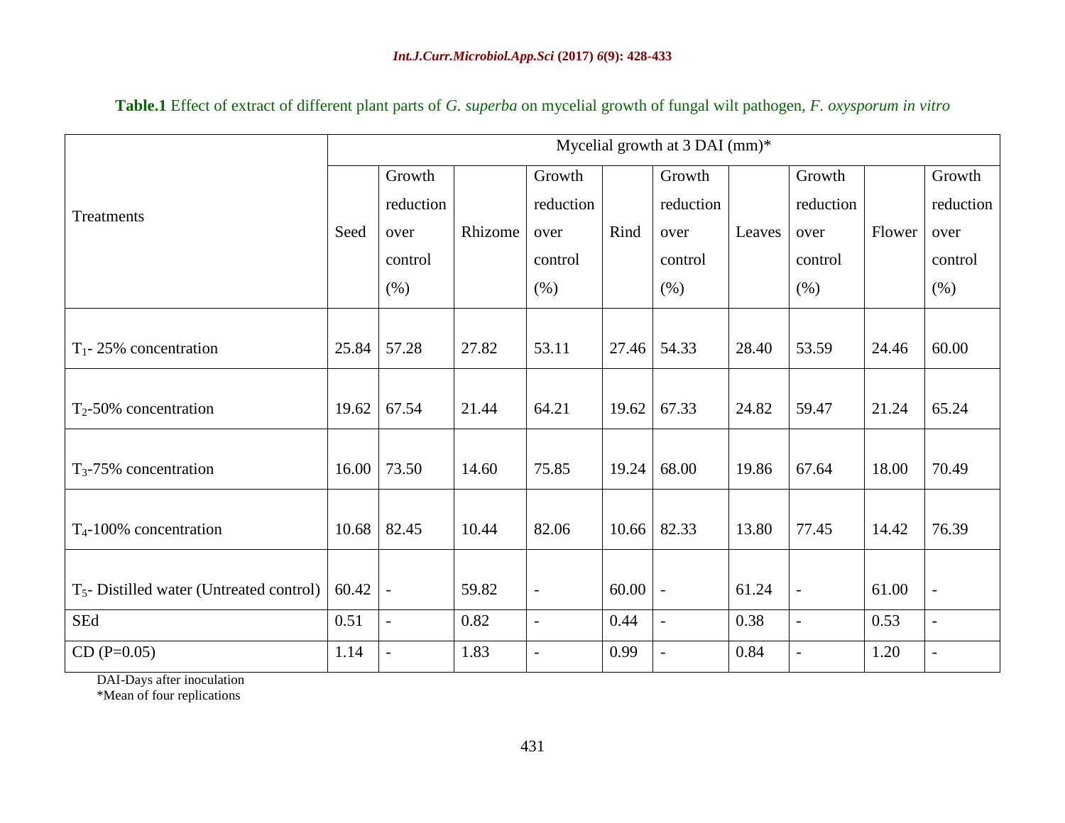**Table.1** Effect of extract of different plant parts of *G. superba* on mycelial growth of fungal wilt pathogen, *F. oxysporum in vitro*

| Treatments | Mycelial growth at 3 DAI (mm)* | | | | | | | | | |
|---|---|---|---|---|---|---|---|---|---|---|
| | Seed | Growth reduction over control (%) | Rhizome | Growth reduction over control (%) | Rind | Growth reduction over control (%) | Leaves | Growth reduction over control (%) | Flower | Growth reduction over control (%) |
| $T_1$- 25% concentration | 25.84 | 57.28 | 27.82 | 53.11 | 27.46 | 54.33 | 28.40 | 53.59 | 24.46 | 60.00 |
| $T_2$-50% concentration | 19.62 | 67.54 | 21.44 | 64.21 | 19.62 | 67.33 | 24.82 | 59.47 | 21.24 | 65.24 |
| $T_3$-75% concentration | 16.00 | 73.50 | 14.60 | 75.85 | 19.24 | 68.00 | 19.86 | 67.64 | 18.00 | 70.49 |
| $T_4$-100% concentration | 10.68 | 82.45 | 10.44 | 82.06 | 10.66 | 82.33 | 13.80 | 77.45 | 14.42 | 76.39 |
| $T_5$- Distilled water (Untreated control) | 60.42 | - | 59.82 | - | 60.00 | - | 61.24 | - | 61.00 | - |
| SEd | 0.51 | - | 0.82 | - | 0.44 | - | 0.38 | - | 0.53 | - |
| CD (P=0.05) | 1.14 | - | 1.83 | - | 0.99 | - | 0.84 | - | 1.20 | - |

DAI-Days after inoculation
*Mean of four replications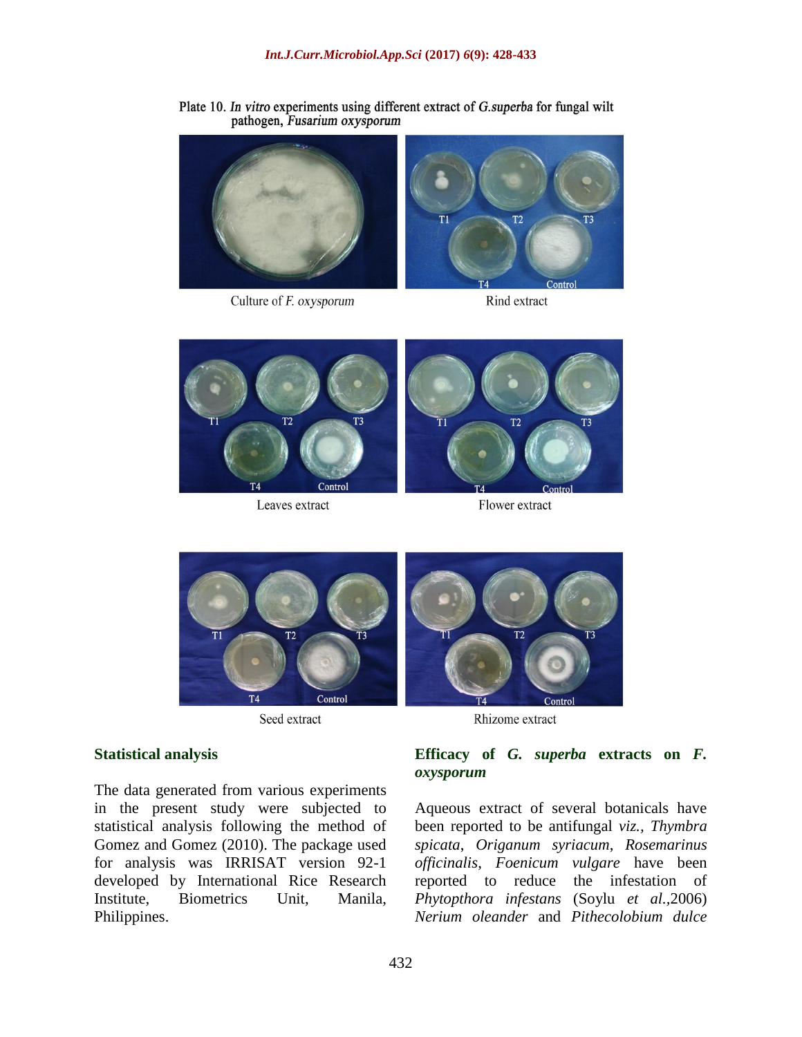Plate 10. *In vitro* experiments using different extract of *G.superba* for fungal wilt pathogen, *Fusarium oxysporum*

Culture of *F. oxysporum*

Rind extract

Leaves extract

Flower extract

Seed extract

Rhizome extract

## Statistical analysis

The data generated from various experiments in the present study were subjected to statistical analysis following the method of Gomez and Gomez (2010). The package used for analysis was IRRISAT version 92-1 developed by International Rice Research Institute, Biometrics Unit, Manila, Philippines.

## Efficacy of *G. superba* extracts on *F. oxysporum*

Aqueous extract of several botanicals have been reported to be antifungal *viz.*, *Thymbra spicata*, *Origanum syriacum*, *Rosemarinus officinalis*, *Foenicum vulgare* have been reported to reduce the infestation of *Phytopthora infestans* (Soylu *et al.*,2006) *Nerium oleander* and *Pithecolobium dulce*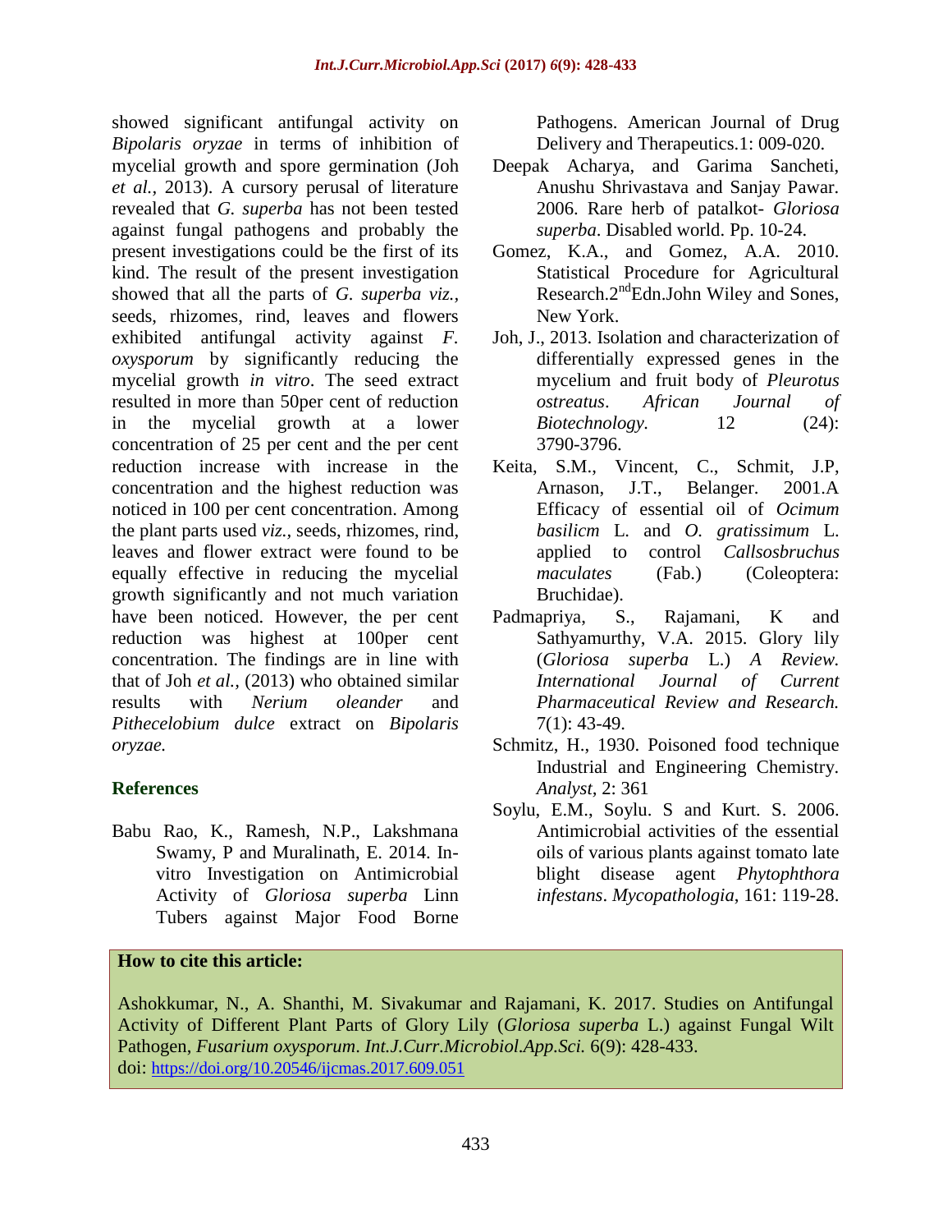showed significant antifungal activity on *Bipolaris oryzae* in terms of inhibition of mycelial growth and spore germination (Joh *et al.,* 2013). A cursory perusal of literature revealed that *G. superba* has not been tested against fungal pathogens and probably the present investigations could be the first of its kind. The result of the present investigation showed that all the parts of *G. superba viz.,* seeds, rhizomes, rind, leaves and flowers exhibited antifungal activity against *F. oxysporum* by significantly reducing the mycelial growth *in vitro*. The seed extract resulted in more than 50per cent of reduction in the mycelial growth at a lower concentration of 25 per cent and the per cent reduction increase with increase in the concentration and the highest reduction was noticed in 100 per cent concentration. Among the plant parts used *viz.,* seeds, rhizomes, rind, leaves and flower extract were found to be equally effective in reducing the mycelial growth significantly and not much variation have been noticed. However, the per cent reduction was highest at 100per cent concentration. The findings are in line with that of Joh *et al.,* (2013) who obtained similar results with *Nerium oleander* and *Pithecelobium dulce* extract on *Bipolaris oryzae.*

## References

Babu Rao, K., Ramesh, N.P., Lakshmana Swamy, P and Muralinath, E. 2014. In-vitro Investigation on Antimicrobial Activity of *Gloriosa superba* Linn Tubers against Major Food Borne Pathogens. American Journal of Drug Delivery and Therapeutics.1: 009-020.

Deepak Acharya, and Garima Sancheti, Anushu Shrivastava and Sanjay Pawar. 2006. Rare herb of patalkot- *Gloriosa superba*. Disabled world. Pp. 10-24.

Gomez, K.A., and Gomez, A.A. 2010. Statistical Procedure for Agricultural Research.2ndEdn.John Wiley and Sones, New York.

Joh, J., 2013. Isolation and characterization of differentially expressed genes in the mycelium and fruit body of *Pleurotus ostreatus*. *African Journal of Biotechnology*. 12 (24): 3790-3796.

Keita, S.M., Vincent, C., Schmit, J.P, Arnason, J.T., Belanger. 2001.A Efficacy of essential oil of *Ocimum basilicm* L. and *O. gratissimum* L. applied to control *Callsosbruchus maculates* (Fab.) (Coleoptera: Bruchidae).

Padmapriya, S., Rajamani, K and Sathyamurthy, V.A. 2015. Glory lily (*Gloriosa superba* L.) *A Review. International Journal of Current Pharmaceutical Review and Research.* 7(1): 43-49.

Schmitz, H., 1930. Poisoned food technique Industrial and Engineering Chemistry. *Analyst,* 2: 361

Soylu, E.M., Soylu. S and Kurt. S. 2006. Antimicrobial activities of the essential oils of various plants against tomato late blight disease agent *Phytophthora infestans*. *Mycopathologia*, 161: 119-28.

**How to cite this article:**

Ashokkumar, N., A. Shanthi, M. Sivakumar and Rajamani, K. 2017. Studies on Antifungal Activity of Different Plant Parts of Glory Lily (*Gloriosa superba* L.) against Fungal Wilt Pathogen, *Fusarium oxysporum*. *Int.J.Curr.Microbiol.App.Sci.* 6(9): 428-433.
doi: https://doi.org/10.20546/ijcmas.2017.609.051